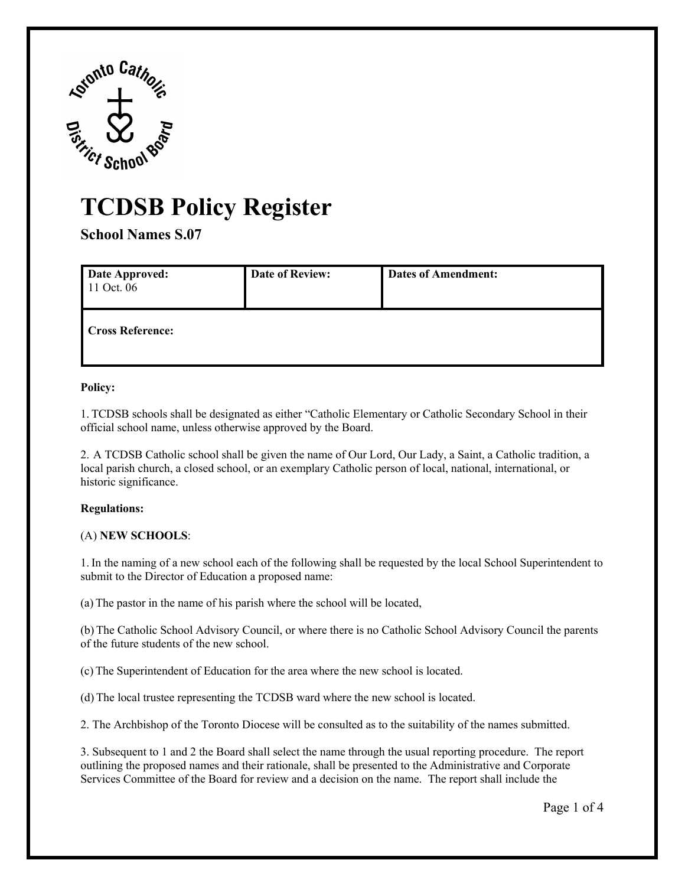# TCDSB Policy Register

## School Names S.07

| Date Approved: 11 Oct. 06 | Date of Review: | Dates of Amendment: |
| --- | --- | --- |
| Cross Reference: | | |

**Policy:**

1. TCDSB schools shall be designated as either "Catholic Elementary or Catholic Secondary School in their official school name, unless otherwise approved by the Board.

2. A TCDSB Catholic school shall be given the name of Our Lord, Our Lady, a Saint, a Catholic tradition, a local parish church, a closed school, or an exemplary Catholic person of local, national, international, or historic significance.

**Regulations:**

(A) **NEW SCHOOLS**:

1. In the naming of a new school each of the following shall be requested by the local School Superintendent to submit to the Director of Education a proposed name:

(a) The pastor in the name of his parish where the school will be located,

(b) The Catholic School Advisory Council, or where there is no Catholic School Advisory Council the parents of the future students of the new school.

(c) The Superintendent of Education for the area where the new school is located.

(d) The local trustee representing the TCDSB ward where the new school is located.

2. The Archbishop of the Toronto Diocese will be consulted as to the suitability of the names submitted.

3. Subsequent to 1 and 2 the Board shall select the name through the usual reporting procedure. The report outlining the proposed names and their rationale, shall be presented to the Administrative and Corporate Services Committee of the Board for review and a decision on the name. The report shall include the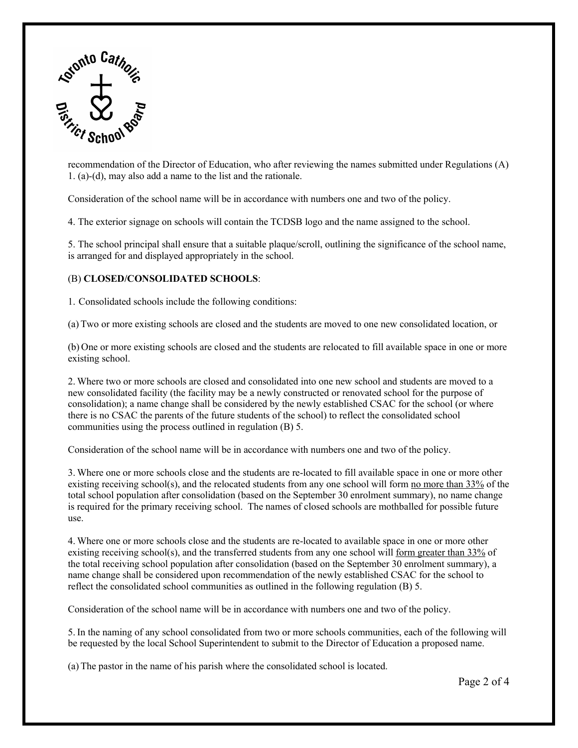recommendation of the Director of Education, who after reviewing the names submitted under Regulations (A) 1. (a)-(d), may also add a name to the list and the rationale.

Consideration of the school name will be in accordance with numbers one and two of the policy.

4. The exterior signage on schools will contain the TCDSB logo and the name assigned to the school.

5. The school principal shall ensure that a suitable plaque/scroll, outlining the significance of the school name, is arranged for and displayed appropriately in the school.

(B) **CLOSED/CONSOLIDATED SCHOOLS**:

1. Consolidated schools include the following conditions:

(a) Two or more existing schools are closed and the students are moved to one new consolidated location, or

(b) One or more existing schools are closed and the students are relocated to fill available space in one or more existing school.

2. Where two or more schools are closed and consolidated into one new school and students are moved to a new consolidated facility (the facility may be a newly constructed or renovated school for the purpose of consolidation); a name change shall be considered by the newly established CSAC for the school (or where there is no CSAC the parents of the future students of the school) to reflect the consolidated school communities using the process outlined in regulation (B) 5.

Consideration of the school name will be in accordance with numbers one and two of the policy.

3. Where one or more schools close and the students are re-located to fill available space in one or more other existing receiving school(s), and the relocated students from any one school will form <u>no more than 33%</u> of the total school population after consolidation (based on the September 30 enrolment summary), no name change is required for the primary receiving school. The names of closed schools are mothballed for possible future use.

4. Where one or more schools close and the students are re-located to available space in one or more other existing receiving school(s), and the transferred students from any one school will <u>form greater than 33%</u> of the total receiving school population after consolidation (based on the September 30 enrolment summary), a name change shall be considered upon recommendation of the newly established CSAC for the school to reflect the consolidated school communities as outlined in the following regulation (B) 5.

Consideration of the school name will be in accordance with numbers one and two of the policy.

5. In the naming of any school consolidated from two or more schools communities, each of the following will be requested by the local School Superintendent to submit to the Director of Education a proposed name.

(a) The pastor in the name of his parish where the consolidated school is located.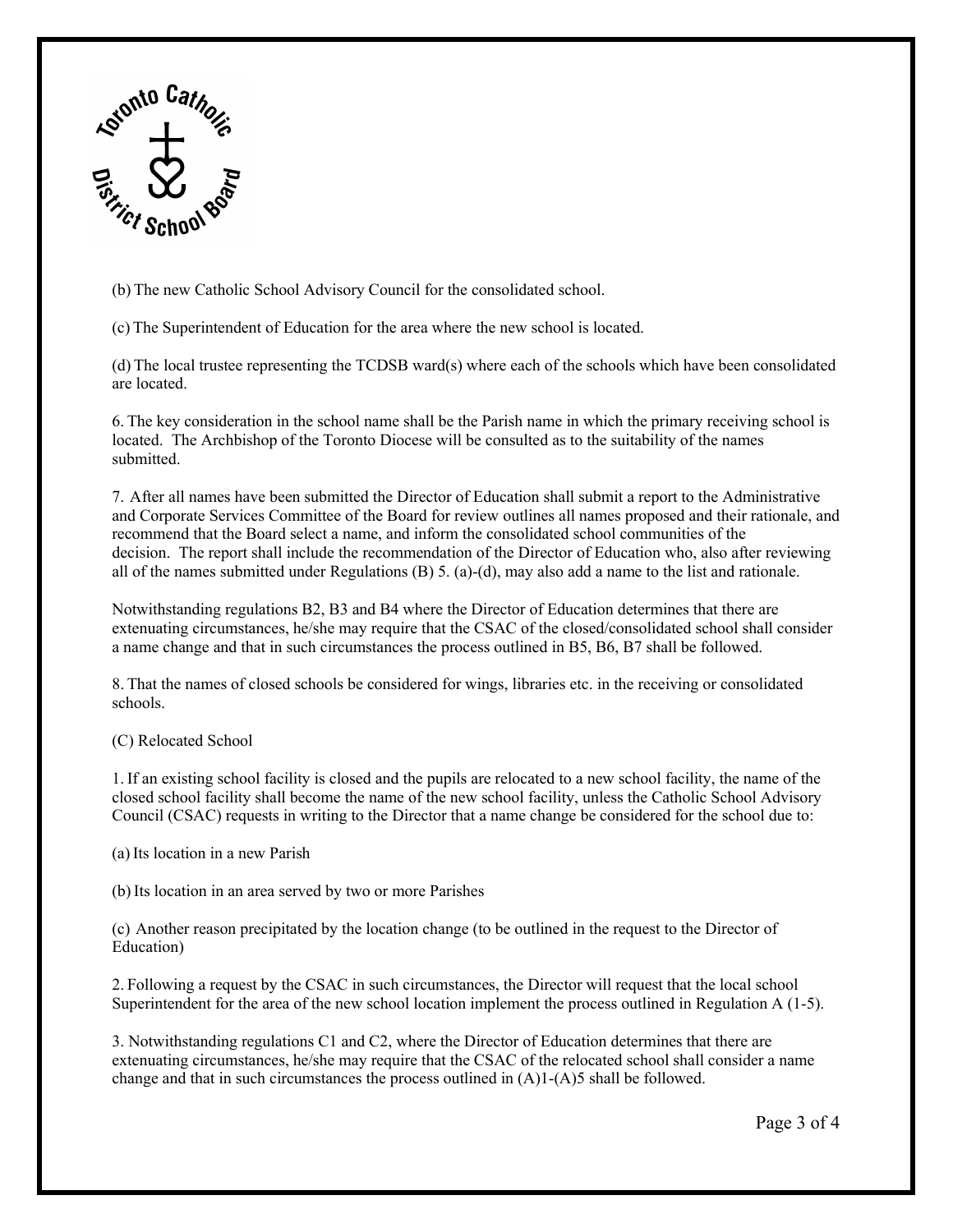(b) The new Catholic School Advisory Council for the consolidated school.

(c) The Superintendent of Education for the area where the new school is located.

(d) The local trustee representing the TCDSB ward(s) where each of the schools which have been consolidated are located.

6. The key consideration in the school name shall be the Parish name in which the primary receiving school is located. The Archbishop of the Toronto Diocese will be consulted as to the suitability of the names submitted.

7. After all names have been submitted the Director of Education shall submit a report to the Administrative and Corporate Services Committee of the Board for review outlines all names proposed and their rationale, and recommend that the Board select a name, and inform the consolidated school communities of the decision. The report shall include the recommendation of the Director of Education who, also after reviewing all of the names submitted under Regulations (B) 5. (a)-(d), may also add a name to the list and rationale.

Notwithstanding regulations B2, B3 and B4 where the Director of Education determines that there are extenuating circumstances, he/she may require that the CSAC of the closed/consolidated school shall consider a name change and that in such circumstances the process outlined in B5, B6, B7 shall be followed.

8. That the names of closed schools be considered for wings, libraries etc. in the receiving or consolidated schools.

(C) Relocated School

1. If an existing school facility is closed and the pupils are relocated to a new school facility, the name of the closed school facility shall become the name of the new school facility, unless the Catholic School Advisory Council (CSAC) requests in writing to the Director that a name change be considered for the school due to:

(a) Its location in a new Parish

(b) Its location in an area served by two or more Parishes

(c) Another reason precipitated by the location change (to be outlined in the request to the Director of Education)

2. Following a request by the CSAC in such circumstances, the Director will request that the local school Superintendent for the area of the new school location implement the process outlined in Regulation A (1-5).

3. Notwithstanding regulations C1 and C2, where the Director of Education determines that there are extenuating circumstances, he/she may require that the CSAC of the relocated school shall consider a name change and that in such circumstances the process outlined in (A)1-(A)5 shall be followed.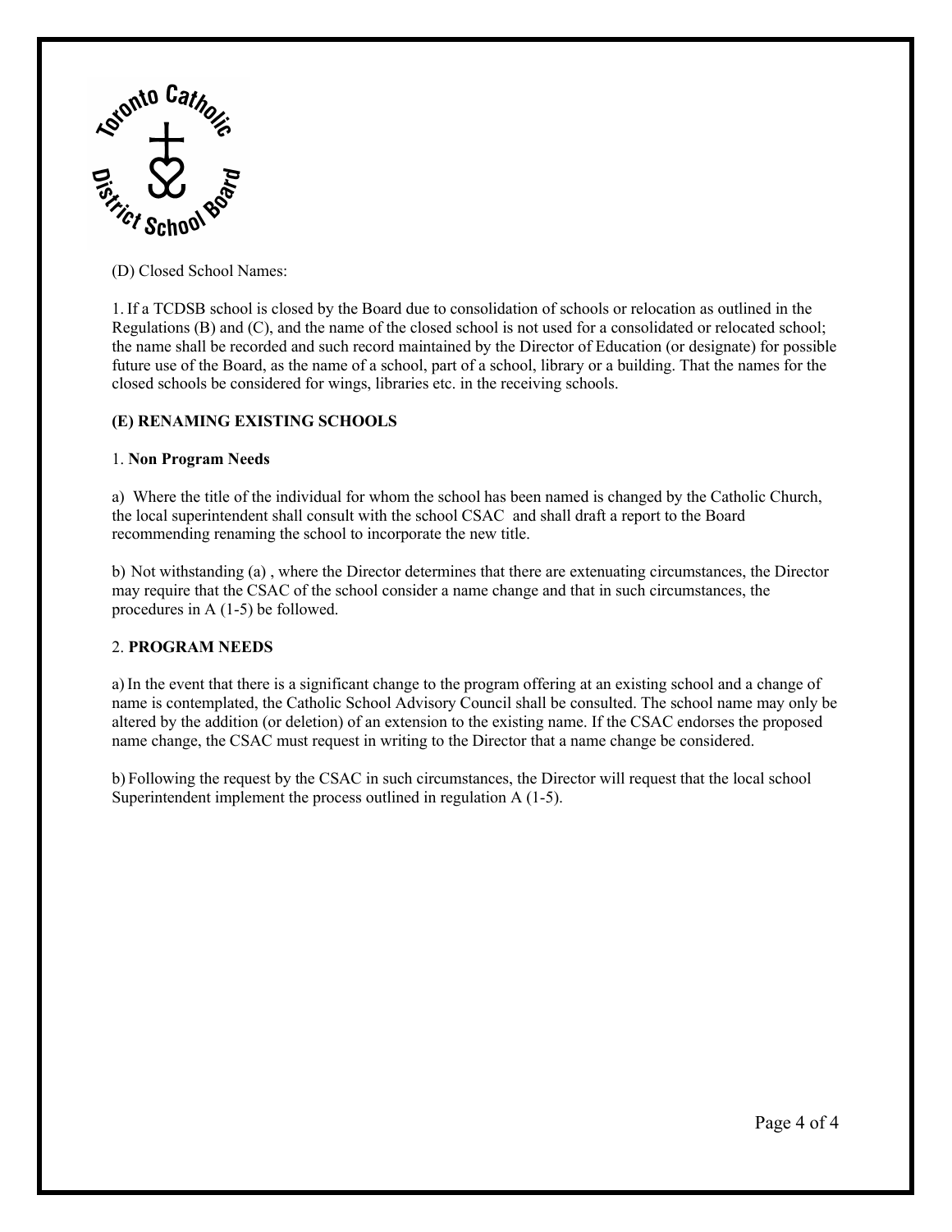(D) Closed School Names:

1. If a TCDSB school is closed by the Board due to consolidation of schools or relocation as outlined in the Regulations (B) and (C), and the name of the closed school is not used for a consolidated or relocated school; the name shall be recorded and such record maintained by the Director of Education (or designate) for possible future use of the Board, as the name of a school, part of a school, library or a building. That the names for the closed schools be considered for wings, libraries etc. in the receiving schools.

**(E) RENAMING EXISTING SCHOOLS**

1. **Non Program Needs**

a) Where the title of the individual for whom the school has been named is changed by the Catholic Church, the local superintendent shall consult with the school CSAC and shall draft a report to the Board recommending renaming the school to incorporate the new title.

b) Not withstanding (a) , where the Director determines that there are extenuating circumstances, the Director may require that the CSAC of the school consider a name change and that in such circumstances, the procedures in A (1-5) be followed.

2. **PROGRAM NEEDS**

a) In the event that there is a significant change to the program offering at an existing school and a change of name is contemplated, the Catholic School Advisory Council shall be consulted. The school name may only be altered by the addition (or deletion) of an extension to the existing name. If the CSAC endorses the proposed name change, the CSAC must request in writing to the Director that a name change be considered.

b) Following the request by the CSAC in such circumstances, the Director will request that the local school Superintendent implement the process outlined in regulation A (1-5).